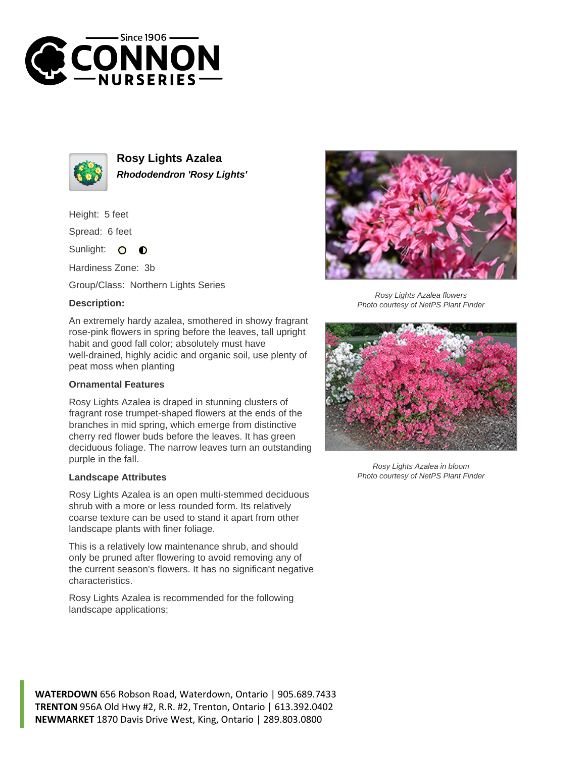# Rosy Lights Azalea

***Rhododendron 'Rosy Lights'***

Height: 5 feet

Spread: 6 feet

Sunlight:

Hardiness Zone: 3b

Group/Class: Northern Lights Series

**Description:**

An extremely hardy azalea, smothered in showy fragrant rose-pink flowers in spring before the leaves, tall upright habit and good fall color; absolutely must have well-drained, highly acidic and organic soil, use plenty of peat moss when planting

**Ornamental Features**

Rosy Lights Azalea is draped in stunning clusters of fragrant rose trumpet-shaped flowers at the ends of the branches in mid spring, which emerge from distinctive cherry red flower buds before the leaves. It has green deciduous foliage. The narrow leaves turn an outstanding purple in the fall.

**Landscape Attributes**

Rosy Lights Azalea is an open multi-stemmed deciduous shrub with a more or less rounded form. Its relatively coarse texture can be used to stand it apart from other landscape plants with finer foliage.

This is a relatively low maintenance shrub, and should only be pruned after flowering to avoid removing any of the current season's flowers. It has no significant negative characteristics.

Rosy Lights Azalea is recommended for the following landscape applications;

*Rosy Lights Azalea flowers*
*Photo courtesy of NetPS Plant Finder*

*Rosy Lights Azalea in bloom*
*Photo courtesy of NetPS Plant Finder*

**WATERDOWN** 656 Robson Road, Waterdown, Ontario | 905.689.7433
**TRENTON** 956A Old Hwy #2, R.R. #2, Trenton, Ontario | 613.392.0402
**NEWMARKET** 1870 Davis Drive West, King, Ontario | 289.803.0800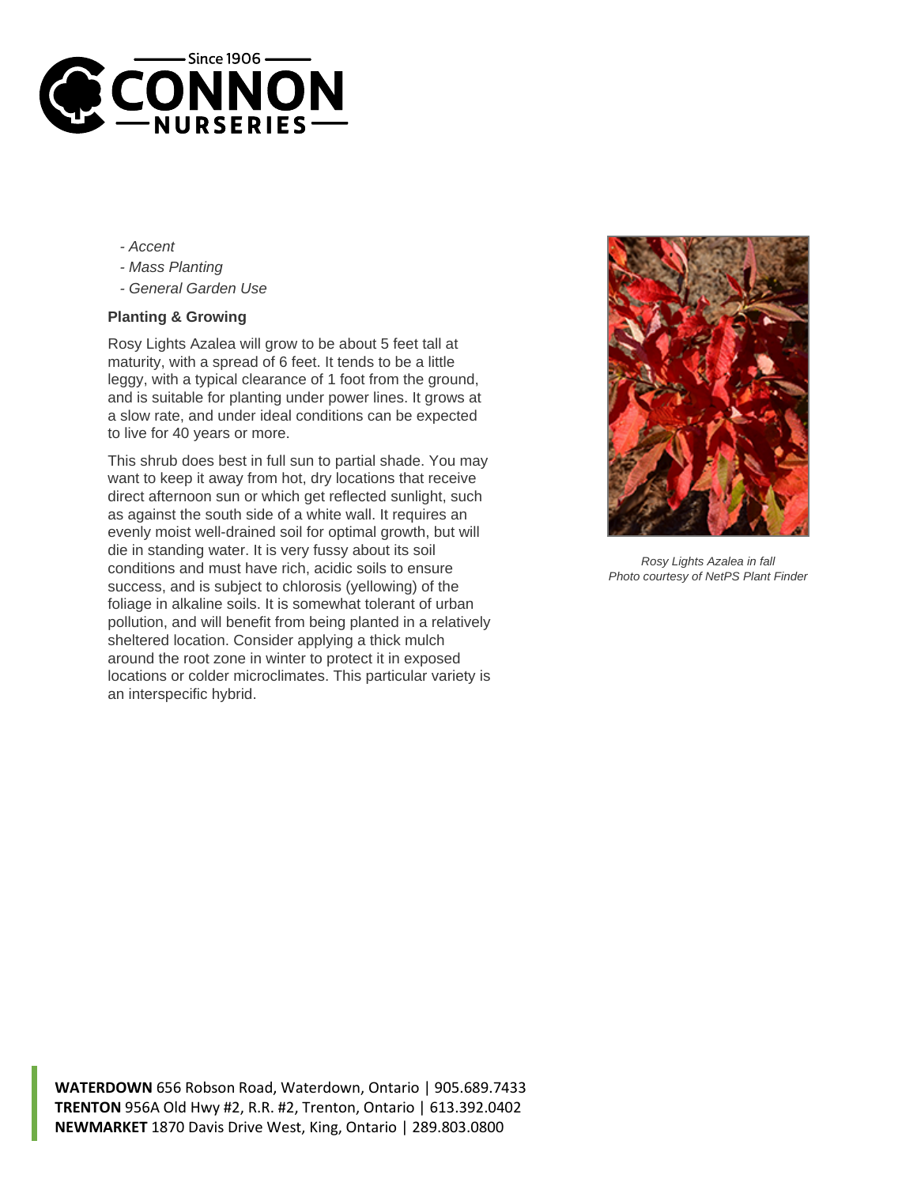- *Accent*
- *Mass Planting*
- *General Garden Use*

**Planting & Growing**

Rosy Lights Azalea will grow to be about 5 feet tall at maturity, with a spread of 6 feet. It tends to be a little leggy, with a typical clearance of 1 foot from the ground, and is suitable for planting under power lines. It grows at a slow rate, and under ideal conditions can be expected to live for 40 years or more.

This shrub does best in full sun to partial shade. You may want to keep it away from hot, dry locations that receive direct afternoon sun or which get reflected sunlight, such as against the south side of a white wall. It requires an evenly moist well-drained soil for optimal growth, but will die in standing water. It is very fussy about its soil conditions and must have rich, acidic soils to ensure success, and is subject to chlorosis (yellowing) of the foliage in alkaline soils. It is somewhat tolerant of urban pollution, and will benefit from being planted in a relatively sheltered location. Consider applying a thick mulch around the root zone in winter to protect it in exposed locations or colder microclimates. This particular variety is an interspecific hybrid.

*Rosy Lights Azalea in fall*
*Photo courtesy of NetPS Plant Finder*

**WATERDOWN** 656 Robson Road, Waterdown, Ontario | 905.689.7433
**TRENTON** 956A Old Hwy #2, R.R. #2, Trenton, Ontario | 613.392.0402
**NEWMARKET** 1870 Davis Drive West, King, Ontario | 289.803.0800